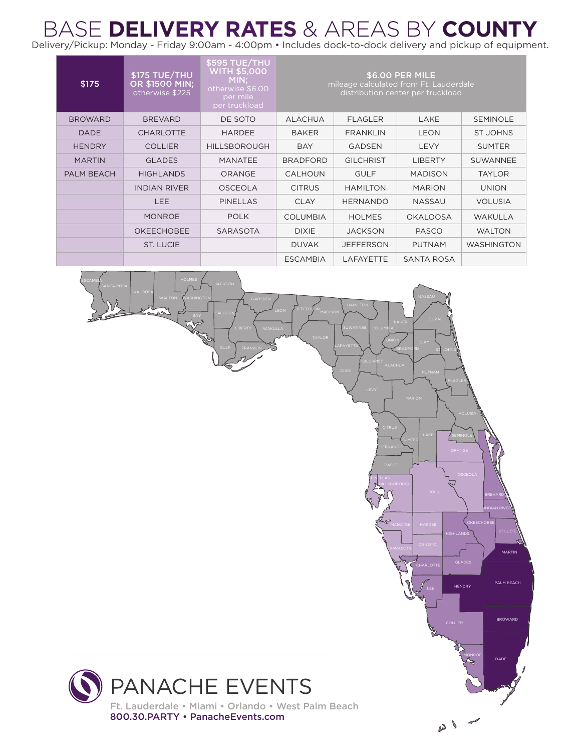# BASE **DELIVERY RATES** & AREAS BY **COUNTY**

Delivery/Pickup: Monday - Friday 9:00am - 4:00pm • Includes dock-to-dock delivery and pickup of equipment.

| $175 | $175 TUE/THU OR $1500 MIN; otherwise $225 | $595 TUE/THU WITH $5,000 MIN; otherwise $6.00 per mile per truckload | $6.00 PER MILE mileage calculated from Ft. Lauderdale distribution center per truckload | | | |
|---|---|---|---|---|---|---|
| BROWARD | BREVARD | DE SOTO | ALACHUA | FLAGLER | LAKE | SEMINOLE |
| DADE | CHARLOTTE | HARDEE | BAKER | FRANKLIN | LEON | ST JOHNS |
| HENDRY | COLLIER | HILLSBOROUGH | BAY | GADSDEN | LEVY | SUMTER |
| MARTIN | GLADES | MANATEE | BRADFORD | GILCHRIST | LIBERTY | SUWANNEE |
| PALM BEACH | HIGHLANDS | ORANGE | CALHOUN | GULF | MADISON | TAYLOR |
| | INDIAN RIVER | OSCEOLA | CITRUS | HAMILTON | MARION | UNION |
| | LEE | PINELLAS | CLAY | HERNANDO | NASSAU | VOLUSIA |
| | MONROE | POLK | COLUMBIA | HOLMES | OKALOOSA | WAKULLA |
| | OKEECHOBEE | SARASOTA | DIXIE | JACKSON | PASCO | WALTON |
| | ST. LUCIE | | DUVAK | JEFFERSON | PUTNAM | WASHINGTON |
| | | | ESCAMBIA | LAFAYETTE | SANTA ROSA | |

PANACHE EVENTS

Ft. Lauderdale • Miami • Orlando • West Palm Beach

800.30.PARTY • PanacheEvents.com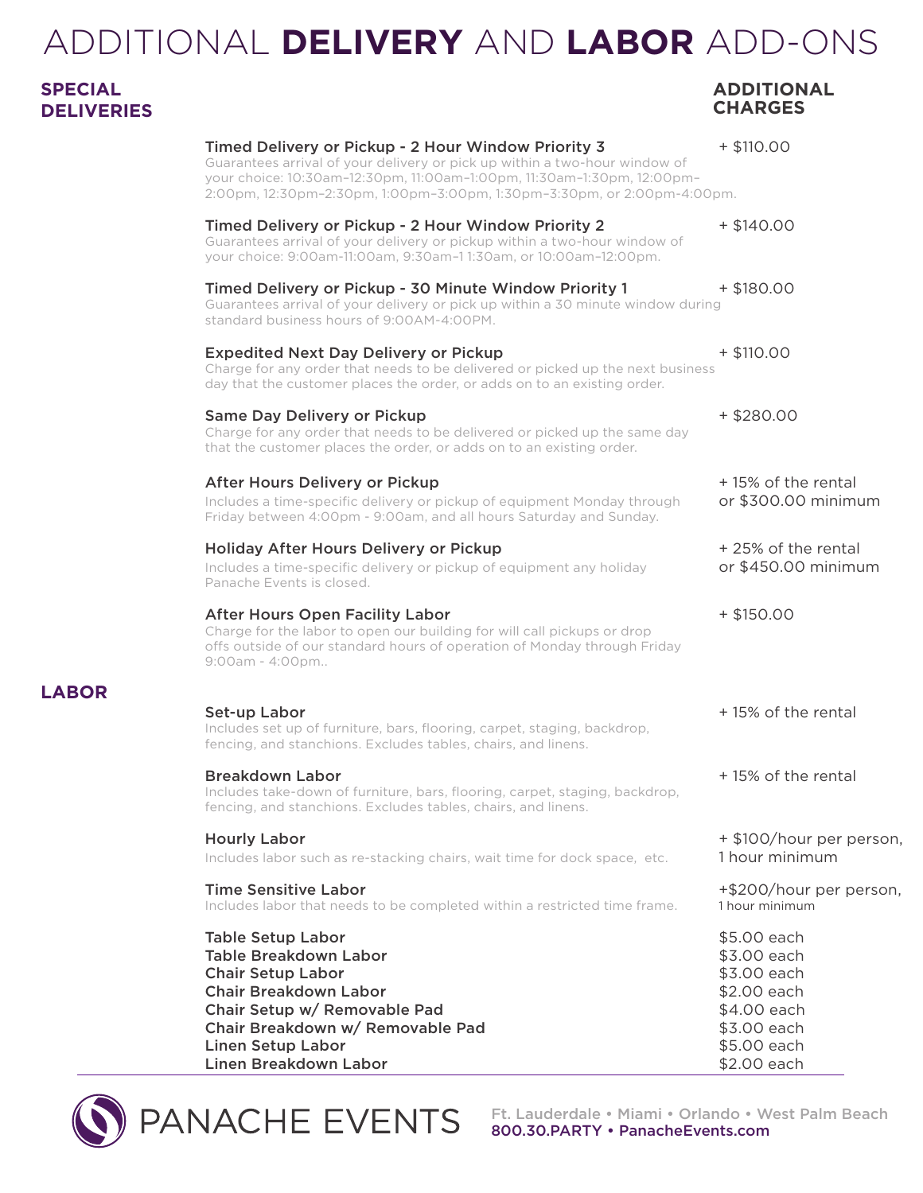# ADDITIONAL **DELIVERY** AND **LABOR** ADD-ONS

## SPECIAL DELIVERIES

| | ADDITIONAL CHARGES |
|---|---|
| **Timed Delivery or Pickup - 2 Hour Window Priority 3**<br>Guarantees arrival of your delivery or pick up within a two-hour window of your choice: 10:30am–12:30pm, 11:00am–1:00pm, 11:30am–1:30pm, 12:00pm–2:00pm, 12:30pm–2:30pm, 1:00pm–3:00pm, 1:30pm–3:30pm, or 2:00pm-4:00pm. | + $110.00 |
| **Timed Delivery or Pickup - 2 Hour Window Priority 2**<br>Guarantees arrival of your delivery or pickup within a two-hour window of your choice: 9:00am-11:00am, 9:30am–11:30am, or 10:00am–12:00pm. | + $140.00 |
| **Timed Delivery or Pickup - 30 Minute Window Priority 1**<br>Guarantees arrival of your delivery or pick up within a 30 minute window during standard business hours of 9:00AM-4:00PM. | + $180.00 |
| **Expedited Next Day Delivery or Pickup**<br>Charge for any order that needs to be delivered or picked up the next business day that the customer places the order, or adds on to an existing order. | + $110.00 |
| **Same Day Delivery or Pickup**<br>Charge for any order that needs to be delivered or picked up the same day that the customer places the order, or adds on to an existing order. | + $280.00 |
| **After Hours Delivery or Pickup**<br>Includes a time-specific delivery or pickup of equipment Monday through Friday between 4:00pm - 9:00am, and all hours Saturday and Sunday. | + 15% of the rental or $300.00 minimum |
| **Holiday After Hours Delivery or Pickup**<br>Includes a time-specific delivery or pickup of equipment any holiday Panache Events is closed. | + 25% of the rental or $450.00 minimum |
| **After Hours Open Facility Labor**<br>Charge for the labor to open our building for will call pickups or drop offs outside of our standard hours of operation of Monday through Friday 9:00am - 4:00pm.. | + $150.00 |

## LABOR

| | |
|---|---|
| **Set-up Labor**<br>Includes set up of furniture, bars, flooring, carpet, staging, backdrop, fencing, and stanchions. Excludes tables, chairs, and linens. | + 15% of the rental |
| **Breakdown Labor**<br>Includes take-down of furniture, bars, flooring, carpet, staging, backdrop, fencing, and stanchions. Excludes tables, chairs, and linens. | + 15% of the rental |
| **Hourly Labor**<br>Includes labor such as re-stacking chairs, wait time for dock space, etc. | + $100/hour per person, 1 hour minimum |
| **Time Sensitive Labor**<br>Includes labor that needs to be completed within a restricted time frame. | +$200/hour per person, 1 hour minimum |
| **Table Setup Labor** | $5.00 each |
| **Table Breakdown Labor** | $3.00 each |
| **Chair Setup Labor** | $3.00 each |
| **Chair Breakdown Labor** | $2.00 each |
| **Chair Setup w/ Removable Pad** | $4.00 each |
| **Chair Breakdown w/ Removable Pad** | $3.00 each |
| **Linen Setup Labor** | $5.00 each |
| **Linen Breakdown Labor** | $2.00 each |

PANACHE EVENTS

Ft. Lauderdale • Miami • Orlando • West Palm Beach
800.30.PARTY • PanacheEvents.com